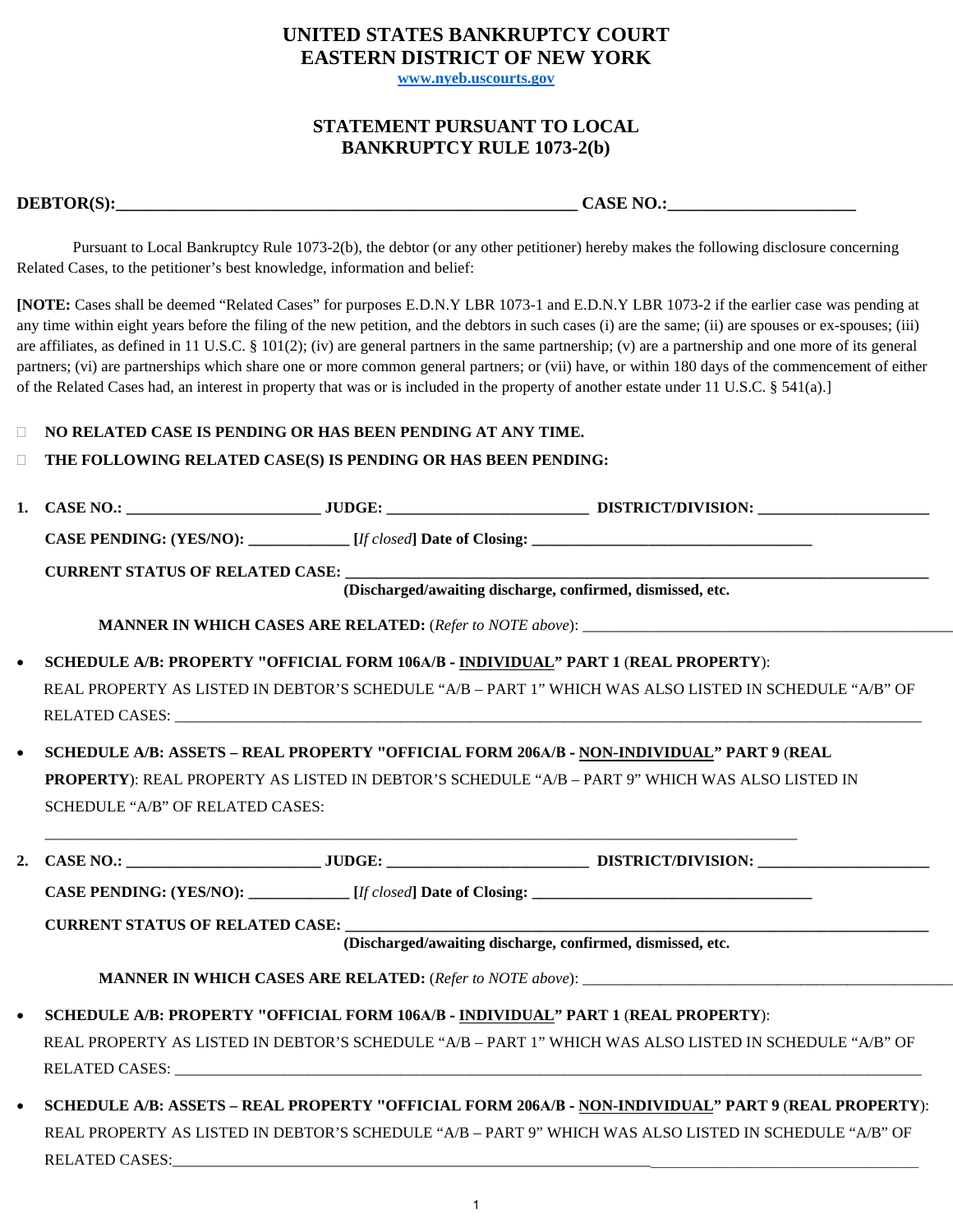# UNITED STATES BANKRUPTCY COURT
# EASTERN DISTRICT OF NEW YORK

www.nyeb.uscourts.gov

## STATEMENT PURSUANT TO LOCAL BANKRUPTCY RULE 1073-2(b)

**DEBTOR(S):**_______________________________________________________ **CASE NO.:**_____________________

Pursuant to Local Bankruptcy Rule 1073-2(b), the debtor (or any other petitioner) hereby makes the following disclosure concerning Related Cases, to the petitioner's best knowledge, information and belief:

**[NOTE:** Cases shall be deemed "Related Cases" for purposes E.D.N.Y LBR 1073-1 and E.D.N.Y LBR 1073-2 if the earlier case was pending at any time within eight years before the filing of the new petition, and the debtors in such cases (i) are the same; (ii) are spouses or ex-spouses; (iii) are affiliates, as defined in 11 U.S.C. § 101(2); (iv) are general partners in the same partnership; (v) are a partnership and one more of its general partners; (vi) are partnerships which share one or more common general partners; or (vii) have, or within 180 days of the commencement of either of the Related Cases had, an interest in property that was or is included in the property of another estate under 11 U.S.C. § 541(a).]

☐ **NO RELATED CASE IS PENDING OR HAS BEEN PENDING AT ANY TIME.**

☐ **THE FOLLOWING RELATED CASE(S) IS PENDING OR HAS BEEN PENDING:**

**1. CASE NO.:** ________________________ **JUDGE:** _________________________ **DISTRICT/DIVISION:** _____________________

**CASE PENDING: (YES/NO):** ____________ **[***If closed***] Date of Closing:** ___________________________________

**CURRENT STATUS OF RELATED CASE:** ___________________________________________________________________________
**(Discharged/awaiting discharge, confirmed, dismissed, etc.**

**MANNER IN WHICH CASES ARE RELATED:** (*Refer to NOTE above*): ________________________________________________

- **SCHEDULE A/B: PROPERTY "OFFICIAL FORM 106A/B - INDIVIDUAL" PART 1 (REAL PROPERTY):**
  REAL PROPERTY AS LISTED IN DEBTOR'S SCHEDULE "A/B – PART 1" WHICH WAS ALSO LISTED IN SCHEDULE "A/B" OF RELATED CASES: ___________________________________________________________________________________________

- **SCHEDULE A/B: ASSETS – REAL PROPERTY "OFFICIAL FORM 206A/B - NON-INDIVIDUAL" PART 9 (REAL PROPERTY):** REAL PROPERTY AS LISTED IN DEBTOR'S SCHEDULE "A/B – PART 9" WHICH WAS ALSO LISTED IN SCHEDULE "A/B" OF RELATED CASES:

  ___________________________________________________________________________________________

**2. CASE NO.:** ________________________ **JUDGE:** _________________________ **DISTRICT/DIVISION:** _____________________

**CASE PENDING: (YES/NO):** ____________ **[***If closed***] Date of Closing:** ___________________________________

**CURRENT STATUS OF RELATED CASE:** ___________________________________________________________________________
**(Discharged/awaiting discharge, confirmed, dismissed, etc.**

**MANNER IN WHICH CASES ARE RELATED:** (*Refer to NOTE above*): ________________________________________________

- **SCHEDULE A/B: PROPERTY "OFFICIAL FORM 106A/B - INDIVIDUAL" PART 1 (REAL PROPERTY):**
  REAL PROPERTY AS LISTED IN DEBTOR'S SCHEDULE "A/B – PART 1" WHICH WAS ALSO LISTED IN SCHEDULE "A/B" OF RELATED CASES: ___________________________________________________________________________________________

- **SCHEDULE A/B: ASSETS – REAL PROPERTY "OFFICIAL FORM 206A/B - NON-INDIVIDUAL" PART 9 (REAL PROPERTY):** REAL PROPERTY AS LISTED IN DEBTOR'S SCHEDULE "A/B – PART 9" WHICH WAS ALSO LISTED IN SCHEDULE "A/B" OF RELATED CASES:___________________________________________________________________________________________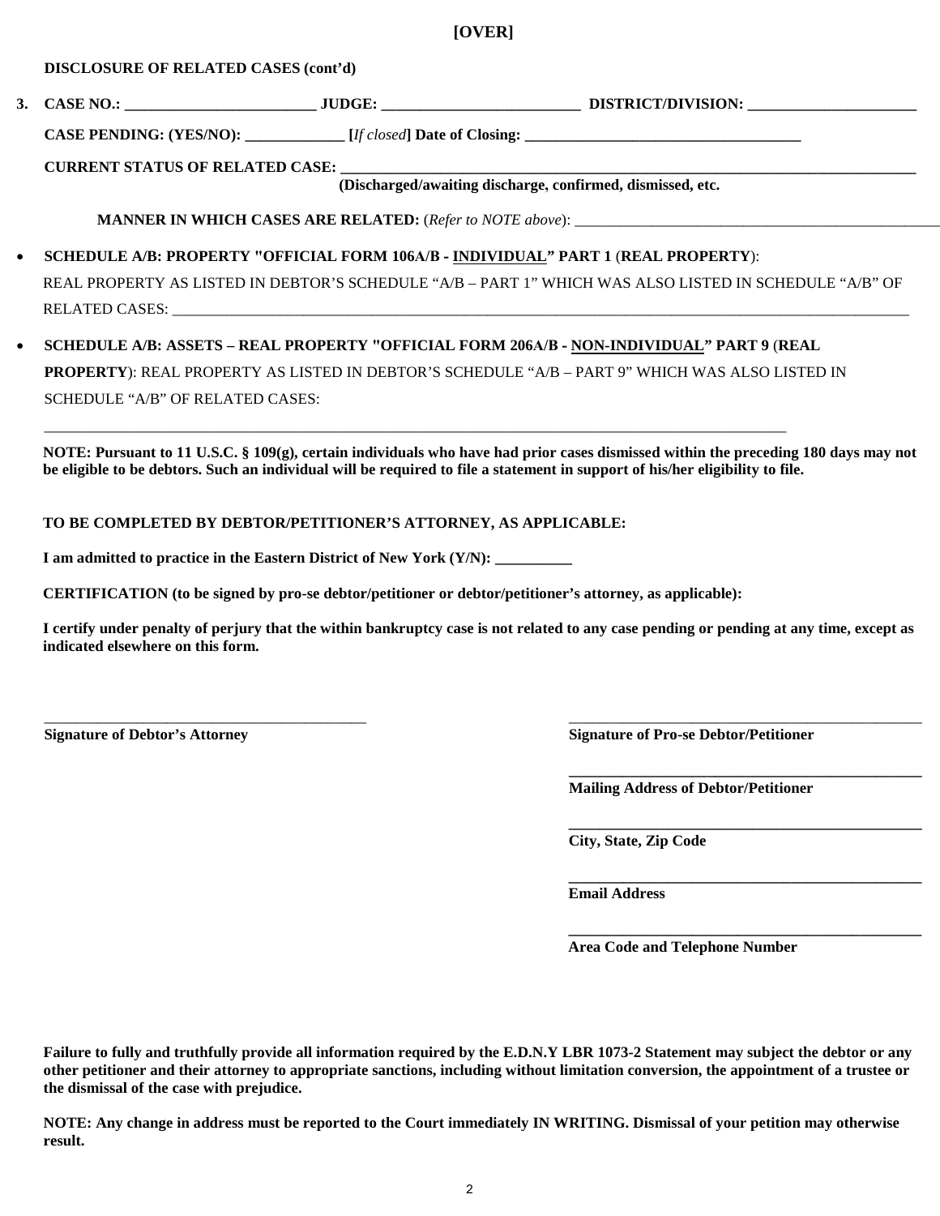**[OVER]**

**DISCLOSURE OF RELATED CASES (cont'd)**

**3. CASE NO.: _________________________ JUDGE: __________________________ DISTRICT/DIVISION: ______________________**

**CASE PENDING: (YES/NO): _____________ [*If closed*] Date of Closing: ____________________________________**

**CURRENT STATUS OF RELATED CASE: ______________________________________________________________________________**
**(Discharged/awaiting discharge, confirmed, dismissed, etc.**

**MANNER IN WHICH CASES ARE RELATED:** (*Refer to NOTE above*): __________________________________________________

- **SCHEDULE A/B: PROPERTY "OFFICIAL FORM 106A/B - INDIVIDUAL" PART 1 (REAL PROPERTY)**: REAL PROPERTY AS LISTED IN DEBTOR'S SCHEDULE "A/B – PART 1" WHICH WAS ALSO LISTED IN SCHEDULE "A/B" OF RELATED CASES: ____________________________________________________________________________________________________

- **SCHEDULE A/B: ASSETS – REAL PROPERTY "OFFICIAL FORM 206A/B - NON-INDIVIDUAL" PART 9 (REAL PROPERTY)**: REAL PROPERTY AS LISTED IN DEBTOR'S SCHEDULE "A/B – PART 9" WHICH WAS ALSO LISTED IN SCHEDULE "A/B" OF RELATED CASES:

____________________________________________________________________________________________________

**NOTE: Pursuant to 11 U.S.C. § 109(g), certain individuals who have had prior cases dismissed within the preceding 180 days may not be eligible to be debtors. Such an individual will be required to file a statement in support of his/her eligibility to file.**

**TO BE COMPLETED BY DEBTOR/PETITIONER'S ATTORNEY, AS APPLICABLE:**

**I am admitted to practice in the Eastern District of New York (Y/N): __________**

**CERTIFICATION (to be signed by pro-se debtor/petitioner or debtor/petitioner's attorney, as applicable):**

**I certify under penalty of perjury that the within bankruptcy case is not related to any case pending or pending at any time, except as indicated elsewhere on this form.**

_____________________________________________
**Signature of Debtor's Attorney**

_____________________________________________
**Signature of Pro-se Debtor/Petitioner**

_____________________________________________
**Mailing Address of Debtor/Petitioner**

_____________________________________________
**City, State, Zip Code**

_____________________________________________
**Email Address**

_____________________________________________
**Area Code and Telephone Number**

**Failure to fully and truthfully provide all information required by the E.D.N.Y LBR 1073-2 Statement may subject the debtor or any other petitioner and their attorney to appropriate sanctions, including without limitation conversion, the appointment of a trustee or the dismissal of the case with prejudice.**

**NOTE: Any change in address must be reported to the Court immediately IN WRITING. Dismissal of your petition may otherwise result.**